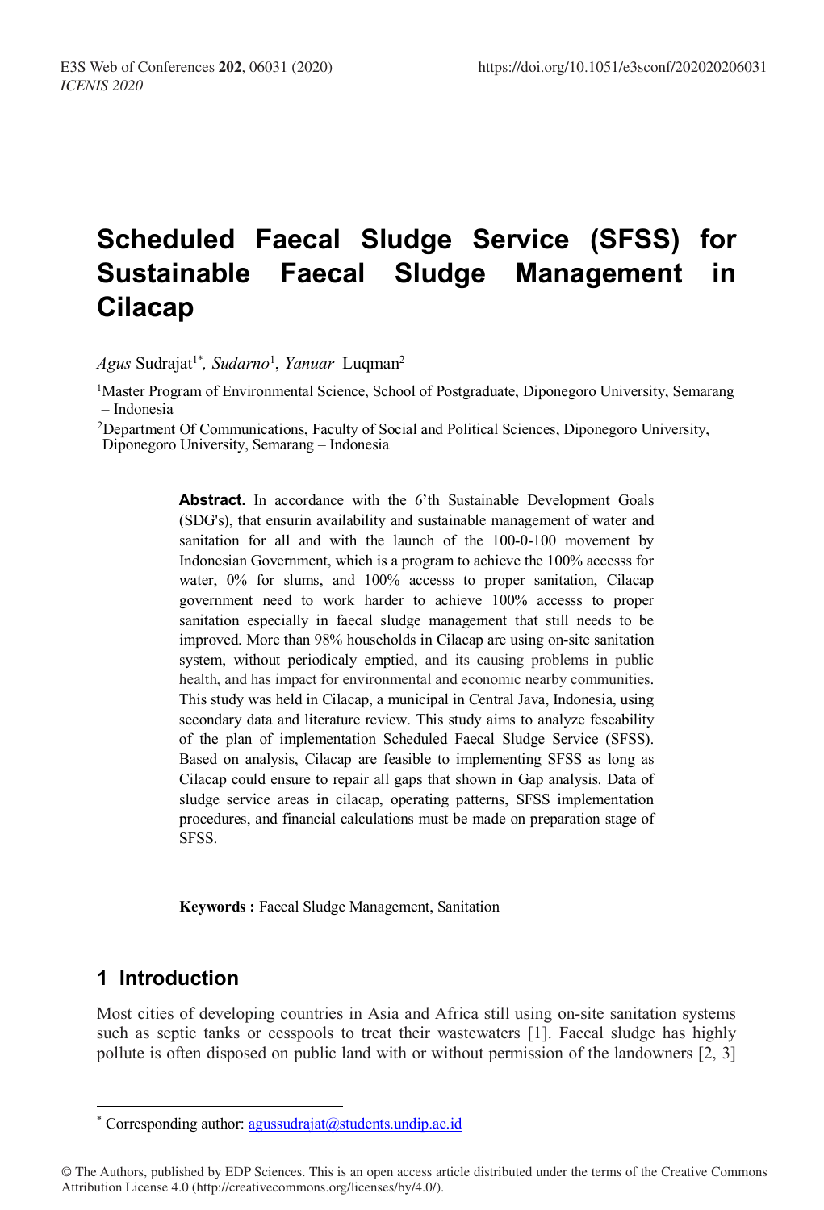# Scheduled Faecal Sludge Service (SFSS) for Sustainable Faecal Sludge Management in Cilacap

*Agus* Sudrajat[1*], *Sudarno*[1], *Yanuar* Luqman[2]

[1]Master Program of Environmental Science, School of Postgraduate, Diponegoro University, Semarang – Indonesia

[2]Department Of Communications, Faculty of Social and Political Sciences, Diponegoro University, Diponegoro University, Semarang – Indonesia

**Abstract.** In accordance with the 6'th Sustainable Development Goals (SDG's), that ensurin availability and sustainable management of water and sanitation for all and with the launch of the 100-0-100 movement by Indonesian Government, which is a program to achieve the 100% accesss for water, 0% for slums, and 100% accesss to proper sanitation, Cilacap government need to work harder to achieve 100% accesss to proper sanitation especially in faecal sludge management that still needs to be improved. More than 98% households in Cilacap are using on-site sanitation system, without periodicaly emptied, and its causing problems in public health, and has impact for environmental and economic nearby communities. This study was held in Cilacap, a municipal in Central Java, Indonesia, using secondary data and literature review. This study aims to analyze feseability of the plan of implementation Scheduled Faecal Sludge Service (SFSS). Based on analysis, Cilacap are feasible to implementing SFSS as long as Cilacap could ensure to repair all gaps that shown in Gap analysis. Data of sludge service areas in cilacap, operating patterns, SFSS implementation procedures, and financial calculations must be made on preparation stage of SFSS.

**Keywords :** Faecal Sludge Management, Sanitation

## 1 Introduction

Most cities of developing countries in Asia and Africa still using on-site sanitation systems such as septic tanks or cesspools to treat their wastewaters [1]. Faecal sludge has highly pollute is often disposed on public land with or without permission of the landowners [2, 3]

[*] Corresponding author: agussudrajat@students.undip.ac.id

© The Authors, published by EDP Sciences. This is an open access article distributed under the terms of the Creative Commons Attribution License 4.0 (http://creativecommons.org/licenses/by/4.0/).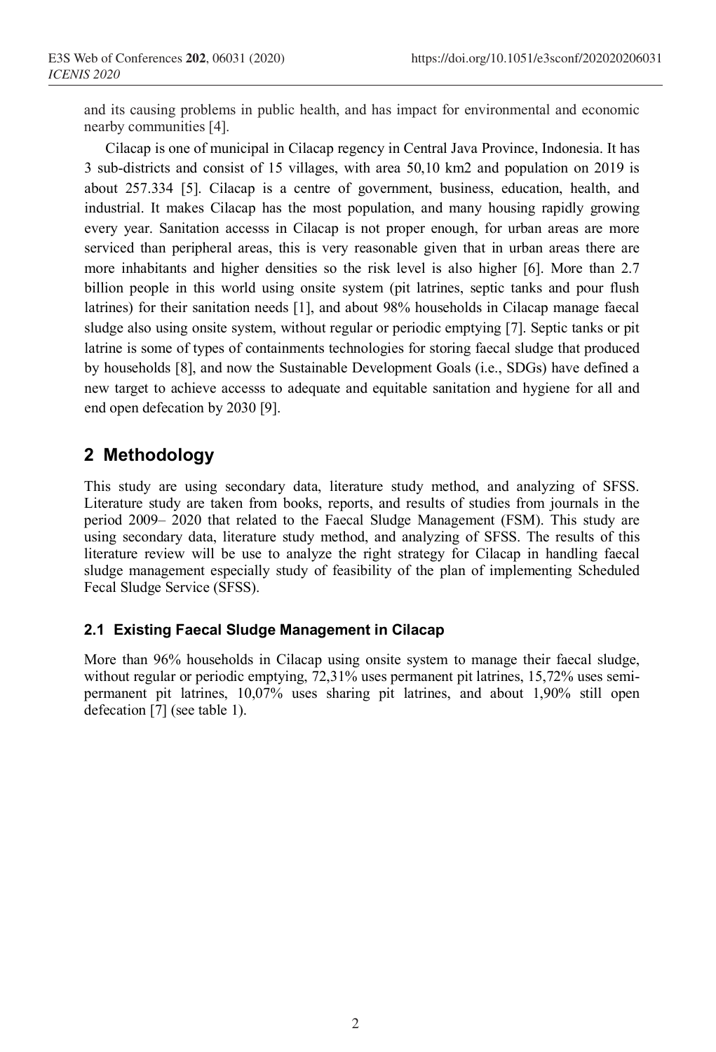and its causing problems in public health, and has impact for environmental and economic nearby communities [4].

Cilacap is one of municipal in Cilacap regency in Central Java Province, Indonesia. It has 3 sub-districts and consist of 15 villages, with area 50,10 km2 and population on 2019 is about 257.334 [5]. Cilacap is a centre of government, business, education, health, and industrial. It makes Cilacap has the most population, and many housing rapidly growing every year. Sanitation accesss in Cilacap is not proper enough, for urban areas are more serviced than peripheral areas, this is very reasonable given that in urban areas there are more inhabitants and higher densities so the risk level is also higher [6]. More than 2.7 billion people in this world using onsite system (pit latrines, septic tanks and pour flush latrines) for their sanitation needs [1], and about 98% households in Cilacap manage faecal sludge also using onsite system, without regular or periodic emptying [7]. Septic tanks or pit latrine is some of types of containments technologies for storing faecal sludge that produced by households [8], and now the Sustainable Development Goals (i.e., SDGs) have defined a new target to achieve accesss to adequate and equitable sanitation and hygiene for all and end open defecation by 2030 [9].

## 2 Methodology

This study are using secondary data, literature study method, and analyzing of SFSS. Literature study are taken from books, reports, and results of studies from journals in the period 2009– 2020 that related to the Faecal Sludge Management (FSM). This study are using secondary data, literature study method, and analyzing of SFSS. The results of this literature review will be use to analyze the right strategy for Cilacap in handling faecal sludge management especially study of feasibility of the plan of implementing Scheduled Fecal Sludge Service (SFSS).

### 2.1 Existing Faecal Sludge Management in Cilacap

More than 96% households in Cilacap using onsite system to manage their faecal sludge, without regular or periodic emptying, 72,31% uses permanent pit latrines, 15,72% uses semi-permanent pit latrines, 10,07% uses sharing pit latrines, and about 1,90% still open defecation [7] (see table 1).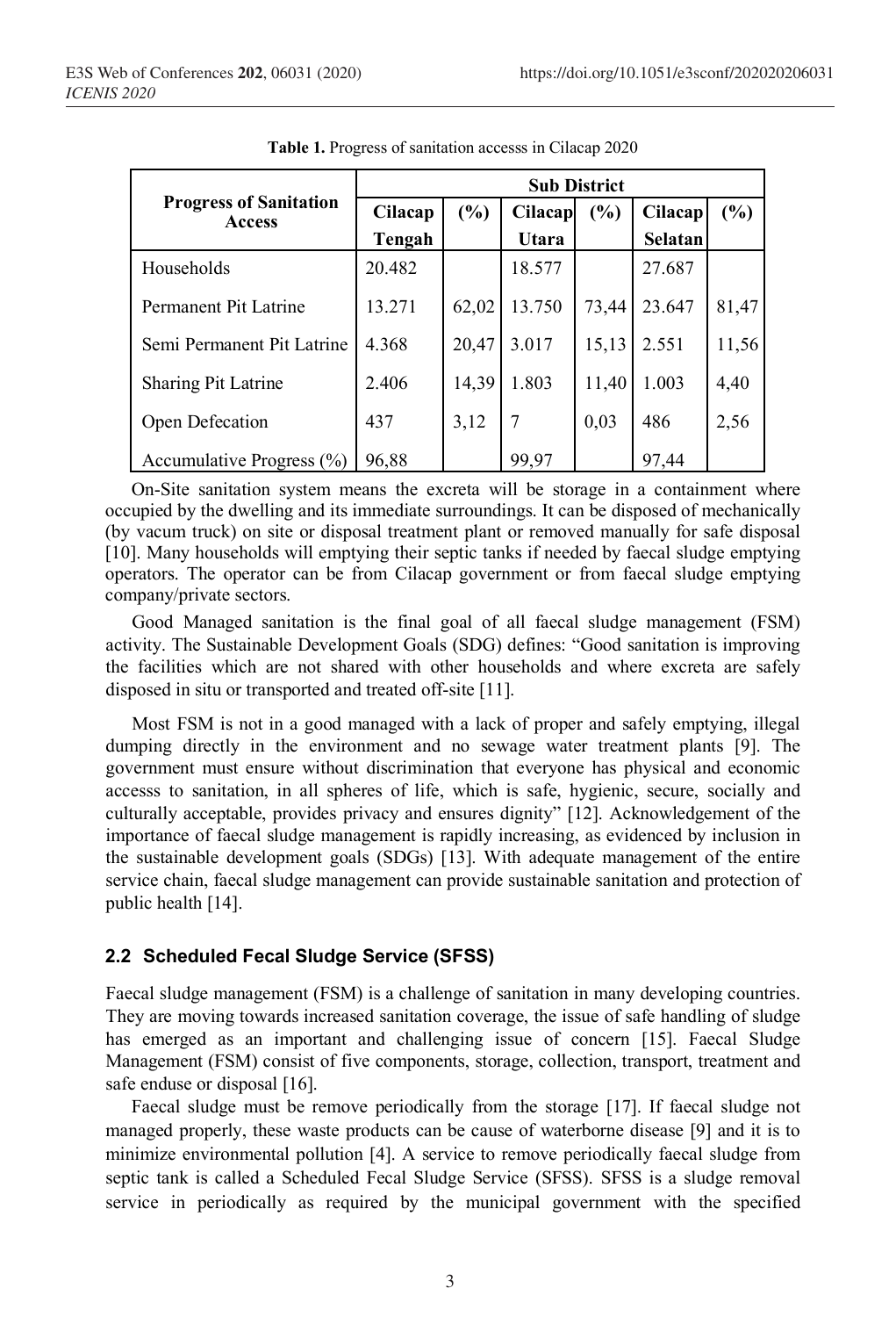**Table 1.** Progress of sanitation accesss in Cilacap 2020

| Progress of Sanitation Access | Sub District | | | | | |
|---|---|---|---|---|---|---|
| | Cilacap Tengah | (%) | Cilacap Utara | (%) | Cilacap Selatan | (%) |
| Households | 20.482 | | 18.577 | | 27.687 | |
| Permanent Pit Latrine | 13.271 | 62,02 | 13.750 | 73,44 | 23.647 | 81,47 |
| Semi Permanent Pit Latrine | 4.368 | 20,47 | 3.017 | 15,13 | 2.551 | 11,56 |
| Sharing Pit Latrine | 2.406 | 14,39 | 1.803 | 11,40 | 1.003 | 4,40 |
| Open Defecation | 437 | 3,12 | 7 | 0,03 | 486 | 2,56 |
| Accumulative Progress (%) | 96,88 | | 99,97 | | 97,44 | |

On-Site sanitation system means the excreta will be storage in a containment where occupied by the dwelling and its immediate surroundings. It can be disposed of mechanically (by vacum truck) on site or disposal treatment plant or removed manually for safe disposal [10]. Many households will emptying their septic tanks if needed by faecal sludge emptying operators. The operator can be from Cilacap government or from faecal sludge emptying company/private sectors.

Good Managed sanitation is the final goal of all faecal sludge management (FSM) activity. The Sustainable Development Goals (SDG) defines: "Good sanitation is improving the facilities which are not shared with other households and where excreta are safely disposed in situ or transported and treated off-site [11].

Most FSM is not in a good managed with a lack of proper and safely emptying, illegal dumping directly in the environment and no sewage water treatment plants [9]. The government must ensure without discrimination that everyone has physical and economic accesss to sanitation, in all spheres of life, which is safe, hygienic, secure, socially and culturally acceptable, provides privacy and ensures dignity" [12]. Acknowledgement of the importance of faecal sludge management is rapidly increasing, as evidenced by inclusion in the sustainable development goals (SDGs) [13]. With adequate management of the entire service chain, faecal sludge management can provide sustainable sanitation and protection of public health [14].

## 2.2 Scheduled Fecal Sludge Service (SFSS)

Faecal sludge management (FSM) is a challenge of sanitation in many developing countries. They are moving towards increased sanitation coverage, the issue of safe handling of sludge has emerged as an important and challenging issue of concern [15]. Faecal Sludge Management (FSM) consist of five components, storage, collection, transport, treatment and safe enduse or disposal [16].

Faecal sludge must be remove periodically from the storage [17]. If faecal sludge not managed properly, these waste products can be cause of waterborne disease [9] and it is to minimize environmental pollution [4]. A service to remove periodically faecal sludge from septic tank is called a Scheduled Fecal Sludge Service (SFSS). SFSS is a sludge removal service in periodically as required by the municipal government with the specified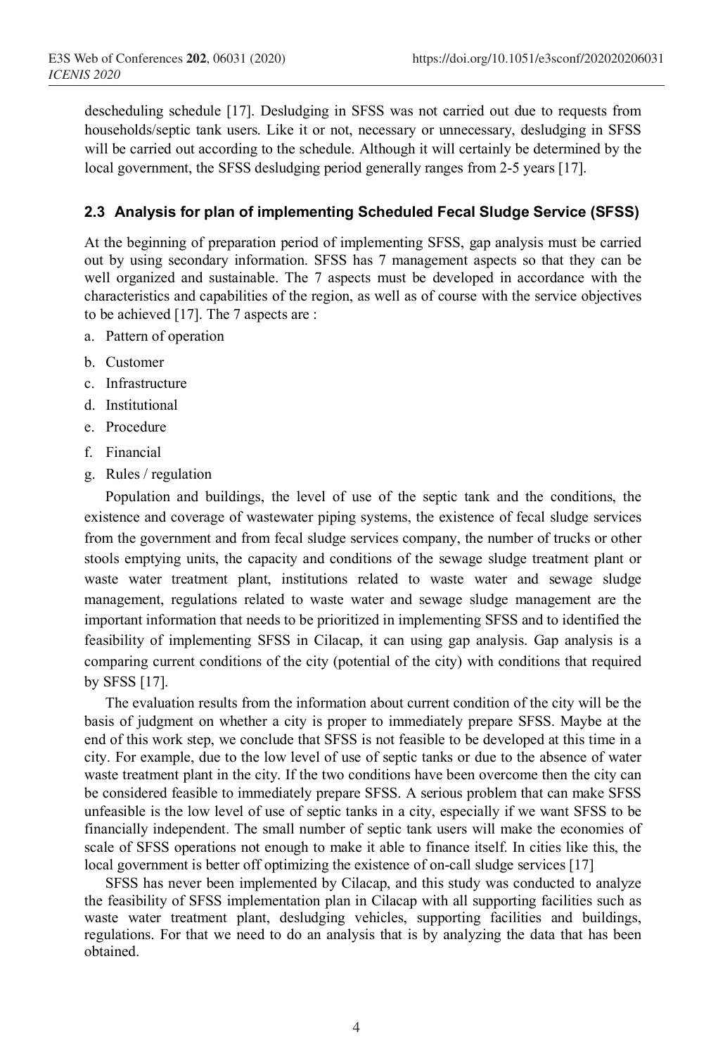descheduling schedule [17]. Desludging in SFSS was not carried out due to requests from households/septic tank users. Like it or not, necessary or unnecessary, desludging in SFSS will be carried out according to the schedule. Although it will certainly be determined by the local government, the SFSS desludging period generally ranges from 2-5 years [17].

### 2.3 Analysis for plan of implementing Scheduled Fecal Sludge Service (SFSS)

At the beginning of preparation period of implementing SFSS, gap analysis must be carried out by using secondary information. SFSS has 7 management aspects so that they can be well organized and sustainable. The 7 aspects must be developed in accordance with the characteristics and capabilities of the region, as well as of course with the service objectives to be achieved [17]. The 7 aspects are :

a. Pattern of operation
b. Customer
c. Infrastructure
d. Institutional
e. Procedure
f. Financial
g. Rules / regulation

Population and buildings, the level of use of the septic tank and the conditions, the existence and coverage of wastewater piping systems, the existence of fecal sludge services from the government and from fecal sludge services company, the number of trucks or other stools emptying units, the capacity and conditions of the sewage sludge treatment plant or waste water treatment plant, institutions related to waste water and sewage sludge management, regulations related to waste water and sewage sludge management are the important information that needs to be prioritized in implementing SFSS and to identified the feasibility of implementing SFSS in Cilacap, it can using gap analysis. Gap analysis is a comparing current conditions of the city (potential of the city) with conditions that required by SFSS [17].

The evaluation results from the information about current condition of the city will be the basis of judgment on whether a city is proper to immediately prepare SFSS. Maybe at the end of this work step, we conclude that SFSS is not feasible to be developed at this time in a city. For example, due to the low level of use of septic tanks or due to the absence of water waste treatment plant in the city. If the two conditions have been overcome then the city can be considered feasible to immediately prepare SFSS. A serious problem that can make SFSS unfeasible is the low level of use of septic tanks in a city, especially if we want SFSS to be financially independent. The small number of septic tank users will make the economies of scale of SFSS operations not enough to make it able to finance itself. In cities like this, the local government is better off optimizing the existence of on-call sludge services [17]

SFSS has never been implemented by Cilacap, and this study was conducted to analyze the feasibility of SFSS implementation plan in Cilacap with all supporting facilities such as waste water treatment plant, desludging vehicles, supporting facilities and buildings, regulations. For that we need to do an analysis that is by analyzing the data that has been obtained.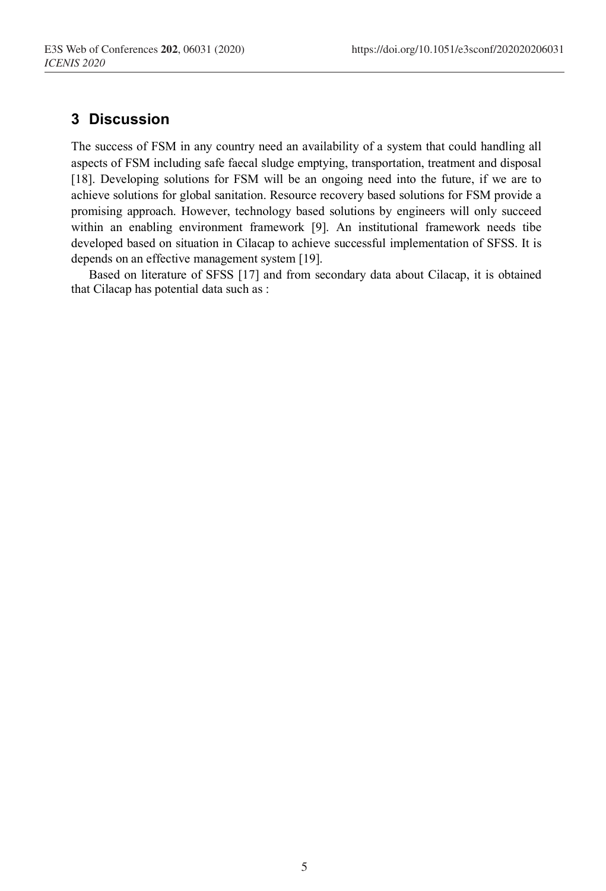## 3 Discussion

The success of FSM in any country need an availability of a system that could handling all aspects of FSM including safe faecal sludge emptying, transportation, treatment and disposal [18]. Developing solutions for FSM will be an ongoing need into the future, if we are to achieve solutions for global sanitation. Resource recovery based solutions for FSM provide a promising approach. However, technology based solutions by engineers will only succeed within an enabling environment framework [9]. An institutional framework needs tibe developed based on situation in Cilacap to achieve successful implementation of SFSS. It is depends on an effective management system [19].

Based on literature of SFSS [17] and from secondary data about Cilacap, it is obtained that Cilacap has potential data such as :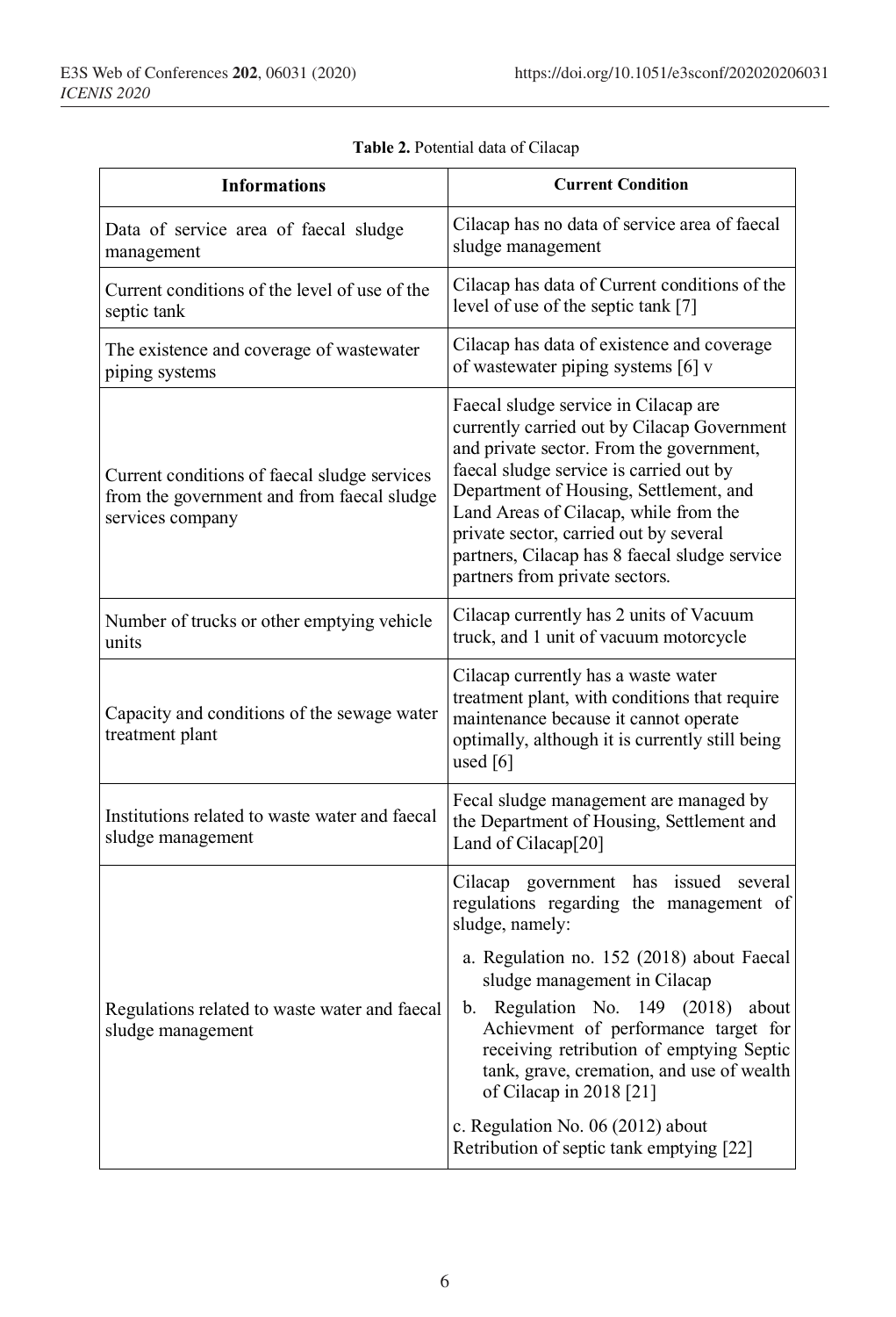**Table 2.** Potential data of Cilacap

| Informations | Current Condition |
|---|---|
| Data of service area of faecal sludge management | Cilacap has no data of service area of faecal sludge management |
| Current conditions of the level of use of the septic tank | Cilacap has data of Current conditions of the level of use of the septic tank [7] |
| The existence and coverage of wastewater piping systems | Cilacap has data of existence and coverage of wastewater piping systems [6] v |
| Current conditions of faecal sludge services from the government and from faecal sludge services company | Faecal sludge service in Cilacap are currently carried out by Cilacap Government and private sector. From the government, faecal sludge service is carried out by Department of Housing, Settlement, and Land Areas of Cilacap, while from the private sector, carried out by several partners, Cilacap has 8 faecal sludge service partners from private sectors. |
| Number of trucks or other emptying vehicle units | Cilacap currently has 2 units of Vacuum truck, and 1 unit of vacuum motorcycle |
| Capacity and conditions of the sewage water treatment plant | Cilacap currently has a waste water treatment plant, with conditions that require maintenance because it cannot operate optimally, although it is currently still being used [6] |
| Institutions related to waste water and faecal sludge management | Fecal sludge management are managed by the Department of Housing, Settlement and Land of Cilacap[20] |
| Regulations related to waste water and faecal sludge management | Cilacap government has issued several regulations regarding the management of sludge, namely: a. Regulation no. 152 (2018) about Faecal sludge management in Cilacap b. Regulation No. 149 (2018) about Achievment of performance target for receiving retribution of emptying Septic tank, grave, cremation, and use of wealth of Cilacap in 2018 [21] c. Regulation No. 06 (2012) about Retribution of septic tank emptying [22] |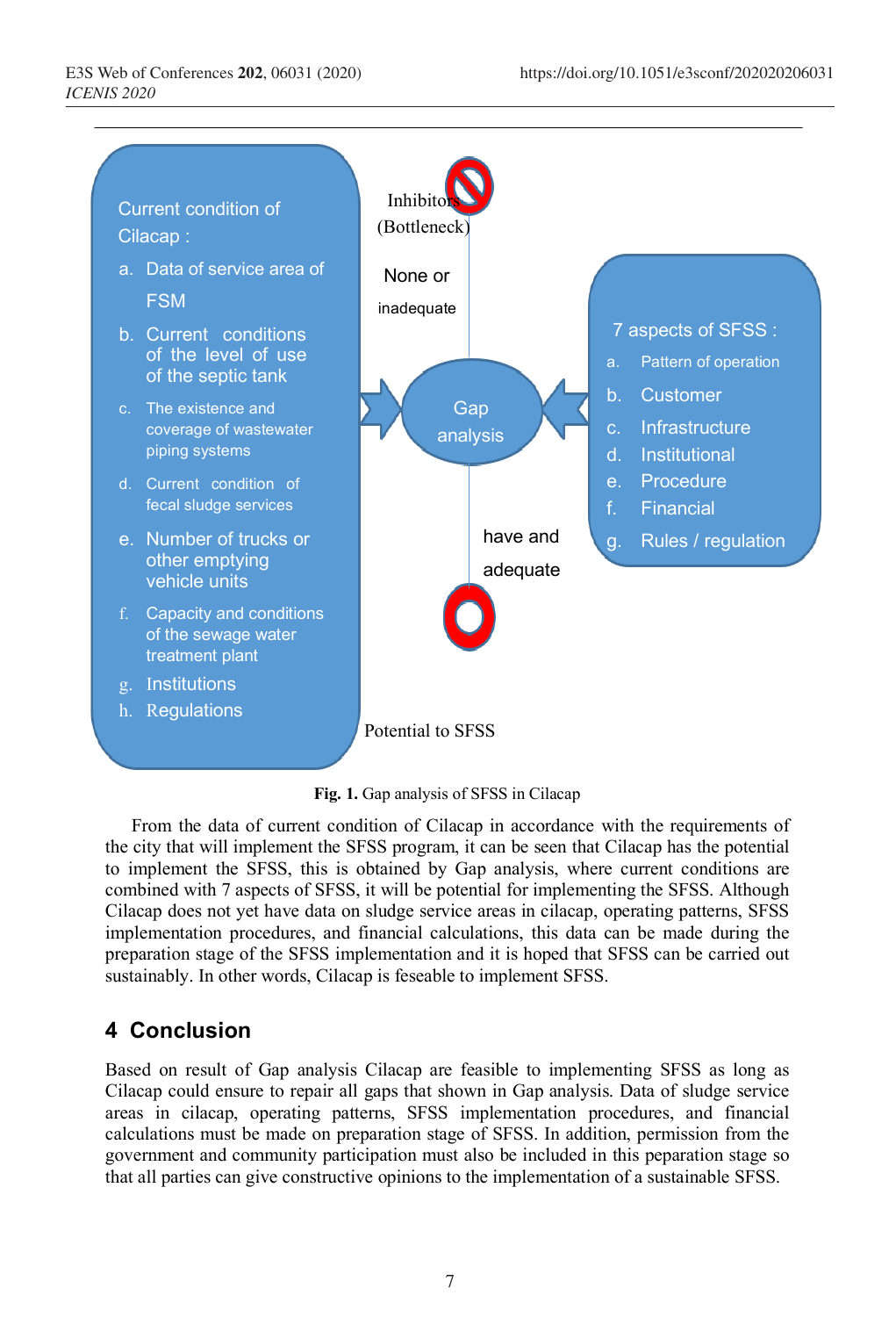Current condition of Cilacap :

a. Data of service area of FSM
b. Current conditions of the level of use of the septic tank
c. The existence and coverage of wastewater piping systems
d. Current condition of fecal sludge services
e. Number of trucks or other emptying vehicle units
f. Capacity and conditions of the sewage water treatment plant
g. Institutions
h. Regulations

Inhibitors (Bottleneck)

None or inadequate

Gap analysis

have and adequate

Potential to SFSS

7 aspects of SFSS :

a. Pattern of operation
b. Customer
c. Infrastructure
d. Institutional
e. Procedure
f. Financial
g. Rules / regulation

**Fig. 1.** Gap analysis of SFSS in Cilacap

From the data of current condition of Cilacap in accordance with the requirements of the city that will implement the SFSS program, it can be seen that Cilacap has the potential to implement the SFSS, this is obtained by Gap analysis, where current conditions are combined with 7 aspects of SFSS, it will be potential for implementing the SFSS. Although Cilacap does not yet have data on sludge service areas in cilacap, operating patterns, SFSS implementation procedures, and financial calculations, this data can be made during the preparation stage of the SFSS implementation and it is hoped that SFSS can be carried out sustainably. In other words, Cilacap is feseable to implement SFSS.

## 4 Conclusion

Based on result of Gap analysis Cilacap are feasible to implementing SFSS as long as Cilacap could ensure to repair all gaps that shown in Gap analysis. Data of sludge service areas in cilacap, operating patterns, SFSS implementation procedures, and financial calculations must be made on preparation stage of SFSS. In addition, permission from the government and community participation must also be included in this peparation stage so that all parties can give constructive opinions to the implementation of a sustainable SFSS.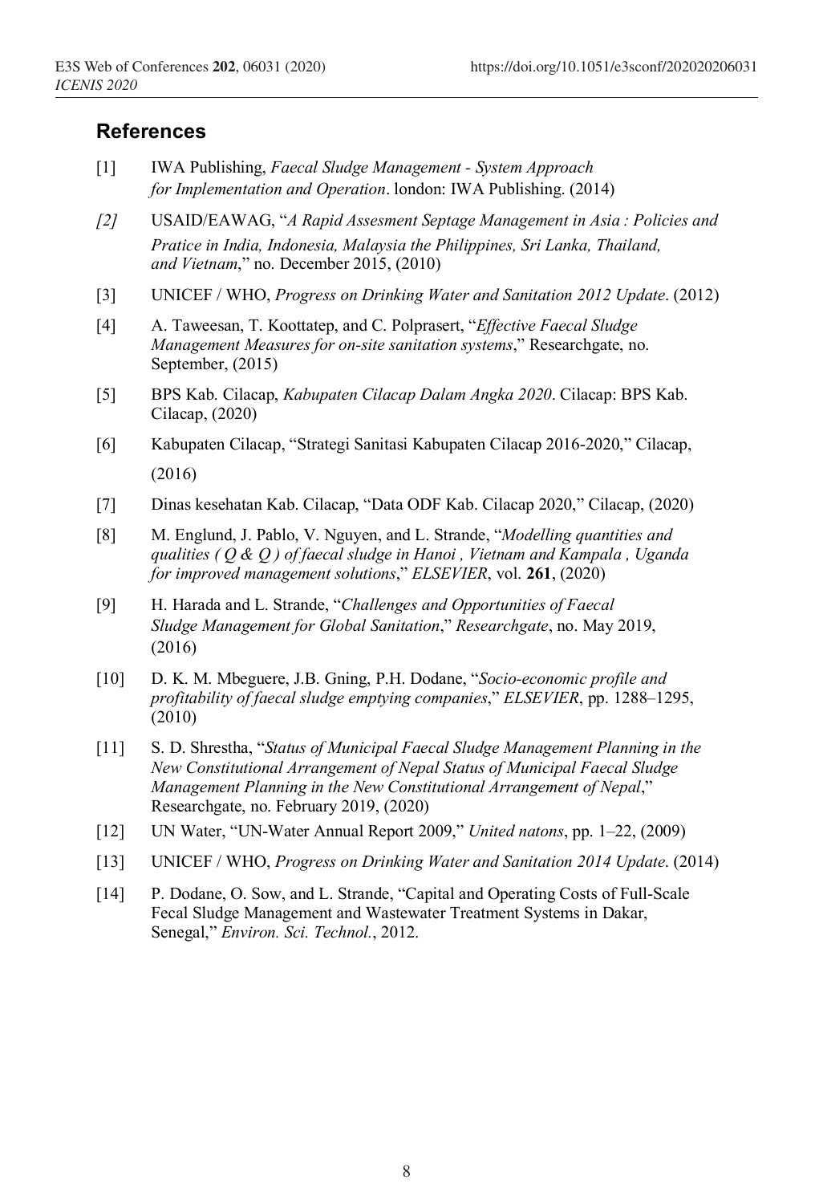## References

[1] IWA Publishing, *Faecal Sludge Management - System Approach for Implementation and Operation*. london: IWA Publishing. (2014)

*[2]* USAID/EAWAG, "*A Rapid Assesment Septage Management in Asia : Policies and Pratice in India, Indonesia, Malaysia the Philippines, Sri Lanka, Thailand, and Vietnam*," no. December 2015, (2010)

[3] UNICEF / WHO, *Progress on Drinking Water and Sanitation 2012 Update*. (2012)

[4] A. Taweesan, T. Koottatep, and C. Polprasert, "*Effective Faecal Sludge Management Measures for on-site sanitation systems*," Researchgate, no. September, (2015)

[5] BPS Kab. Cilacap, *Kabupaten Cilacap Dalam Angka 2020*. Cilacap: BPS Kab. Cilacap, (2020)

[6] Kabupaten Cilacap, "Strategi Sanitasi Kabupaten Cilacap 2016-2020," Cilacap, (2016)

[7] Dinas kesehatan Kab. Cilacap, "Data ODF Kab. Cilacap 2020," Cilacap, (2020)

[8] M. Englund, J. Pablo, V. Nguyen, and L. Strande, "*Modelling quantities and qualities ( Q & Q ) of faecal sludge in Hanoi , Vietnam and Kampala , Uganda for improved management solutions*," *ELSEVIER*, vol. **261**, (2020)

[9] H. Harada and L. Strande, "*Challenges and Opportunities of Faecal Sludge Management for Global Sanitation*," *Researchgate*, no. May 2019, (2016)

[10] D. K. M. Mbeguere, J.B. Gning, P.H. Dodane, "*Socio-economic profile and profitability of faecal sludge emptying companies*," *ELSEVIER*, pp. 1288–1295, (2010)

[11] S. D. Shrestha, "*Status of Municipal Faecal Sludge Management Planning in the New Constitutional Arrangement of Nepal Status of Municipal Faecal Sludge Management Planning in the New Constitutional Arrangement of Nepal*," Researchgate, no. February 2019, (2020)

[12] UN Water, "UN-Water Annual Report 2009," *United natons*, pp. 1–22, (2009)

[13] UNICEF / WHO, *Progress on Drinking Water and Sanitation 2014 Update*. (2014)

[14] P. Dodane, O. Sow, and L. Strande, "Capital and Operating Costs of Full-Scale Fecal Sludge Management and Wastewater Treatment Systems in Dakar, Senegal," *Environ. Sci. Technol.*, 2012.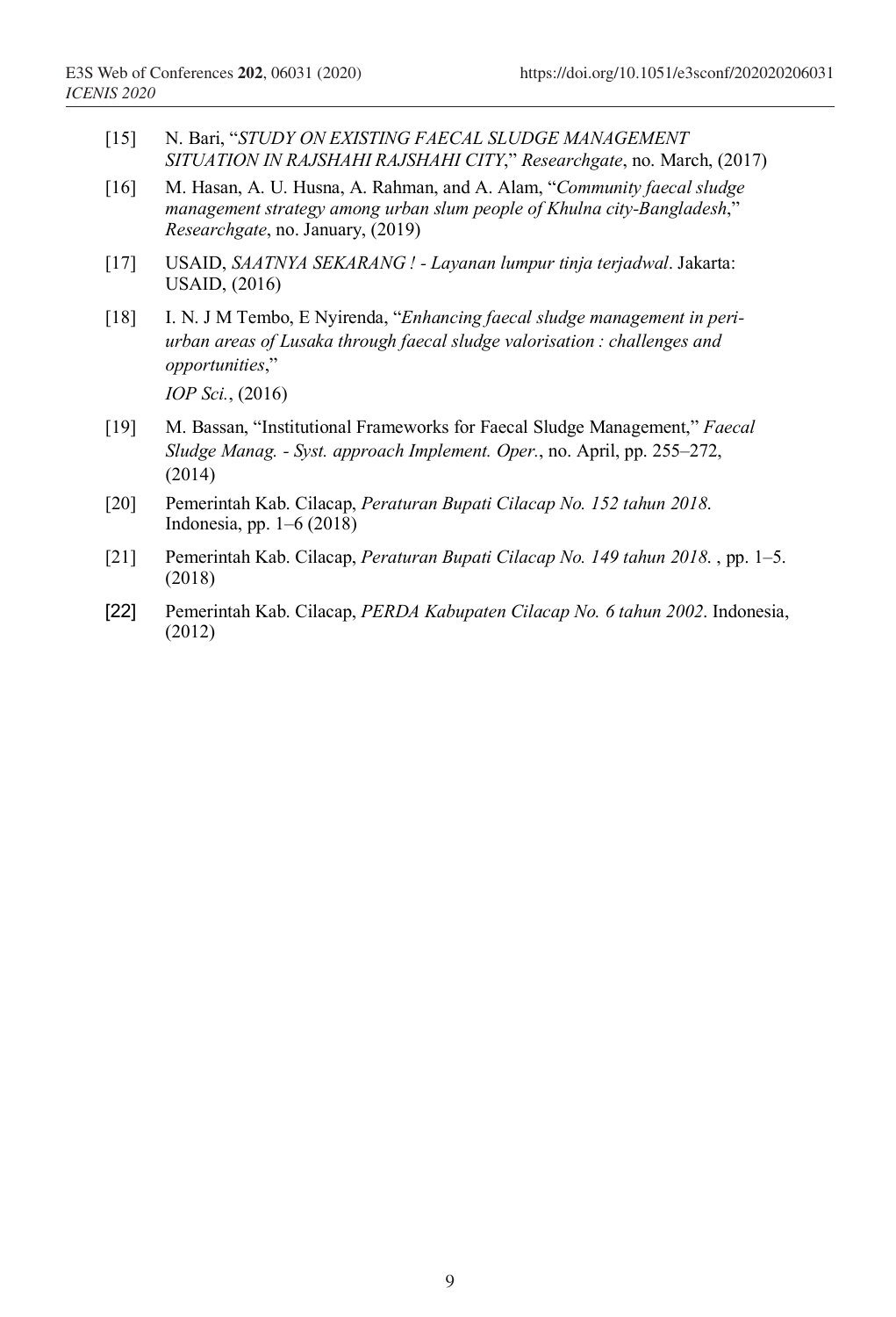[15] N. Bari, "*STUDY ON EXISTING FAECAL SLUDGE MANAGEMENT SITUATION IN RAJSHAHI RAJSHAHI CITY*," *Researchgate*, no. March, (2017)

[16] M. Hasan, A. U. Husna, A. Rahman, and A. Alam, "*Community faecal sludge management strategy among urban slum people of Khulna city-Bangladesh*," *Researchgate*, no. January, (2019)

[17] USAID, *SAATNYA SEKARANG ! - Layanan lumpur tinja terjadwal*. Jakarta: USAID, (2016)

[18] I. N. J M Tembo, E Nyirenda, "*Enhancing faecal sludge management in peri-urban areas of Lusaka through faecal sludge valorisation : challenges and opportunities*," *IOP Sci.*, (2016)

[19] M. Bassan, "Institutional Frameworks for Faecal Sludge Management," *Faecal Sludge Manag. - Syst. approach Implement. Oper.*, no. April, pp. 255–272, (2014)

[20] Pemerintah Kab. Cilacap, *Peraturan Bupati Cilacap No. 152 tahun 2018*. Indonesia, pp. 1–6 (2018)

[21] Pemerintah Kab. Cilacap, *Peraturan Bupati Cilacap No. 149 tahun 2018*. , pp. 1–5. (2018)

[22] Pemerintah Kab. Cilacap, *PERDA Kabupaten Cilacap No. 6 tahun 2002*. Indonesia, (2012)